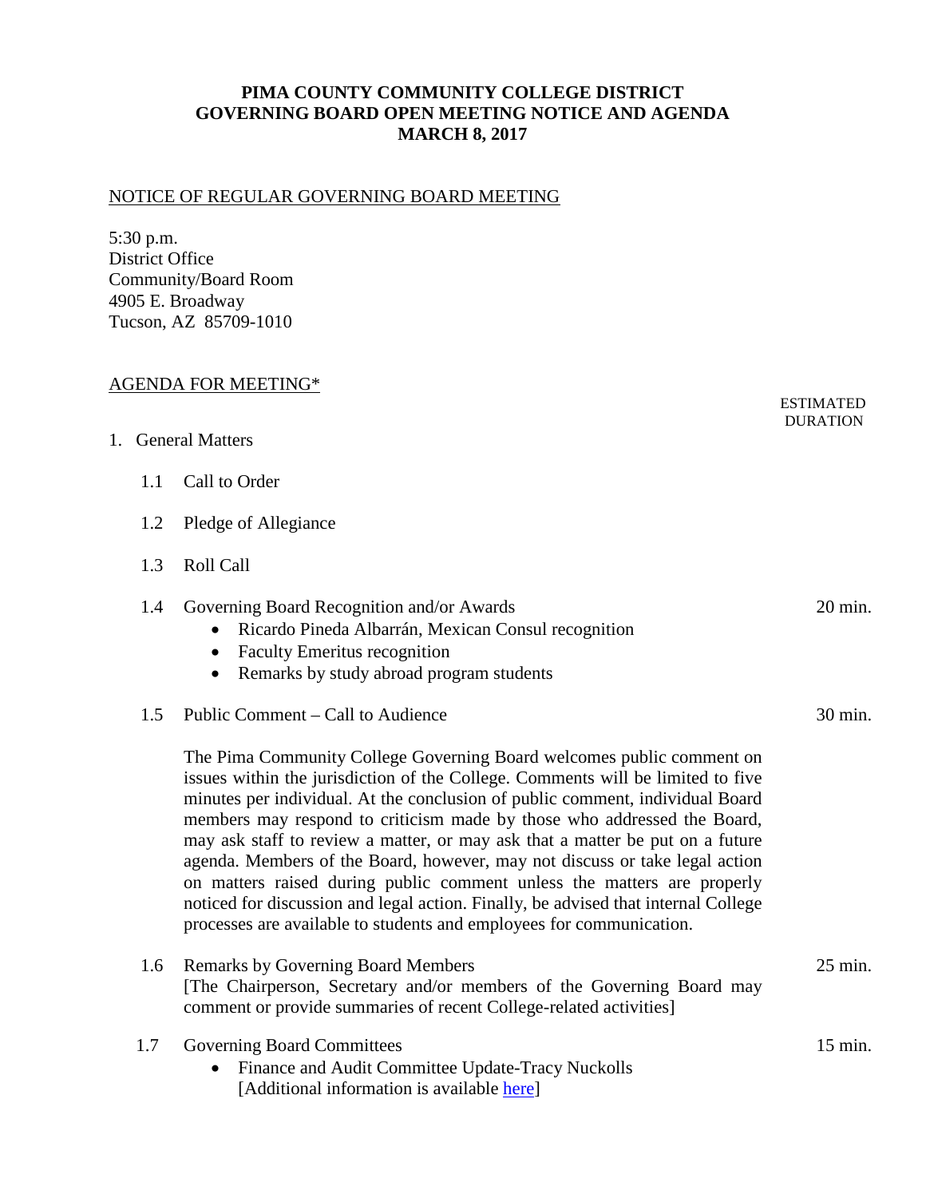# PIMA COUNTY COMMUNITY COLLEGE DISTRICT
# GOVERNING BOARD OPEN MEETING NOTICE AND AGENDA
# MARCH 8, 2017

## NOTICE OF REGULAR GOVERNING BOARD MEETING

5:30 p.m.
District Office
Community/Board Room
4905 E. Broadway
Tucson, AZ 85709-1010

## AGENDA FOR MEETING*

| | ESTIMATED DURATION |
|---|---|
| **1. General Matters** | |
| 1.1 Call to Order | |
| 1.2 Pledge of Allegiance | |
| 1.3 Roll Call | |
| 1.4 Governing Board Recognition and/or Awards<br>• Ricardo Pineda Albarrán, Mexican Consul recognition<br>• Faculty Emeritus recognition<br>• Remarks by study abroad program students | 20 min. |
| 1.5 Public Comment – Call to Audience | 30 min. |

The Pima Community College Governing Board welcomes public comment on issues within the jurisdiction of the College. Comments will be limited to five minutes per individual. At the conclusion of public comment, individual Board members may respond to criticism made by those who addressed the Board, may ask staff to review a matter, or may ask that a matter be put on a future agenda. Members of the Board, however, may not discuss or take legal action on matters raised during public comment unless the matters are properly noticed for discussion and legal action. Finally, be advised that internal College processes are available to students and employees for communication.

| | |
|---|---|
| 1.6 Remarks by Governing Board Members<br>[The Chairperson, Secretary and/or members of the Governing Board may comment or provide summaries of recent College-related activities] | 25 min. |
| 1.7 Governing Board Committees<br>• Finance and Audit Committee Update-Tracy Nuckolls<br>[Additional information is available here] | 15 min. |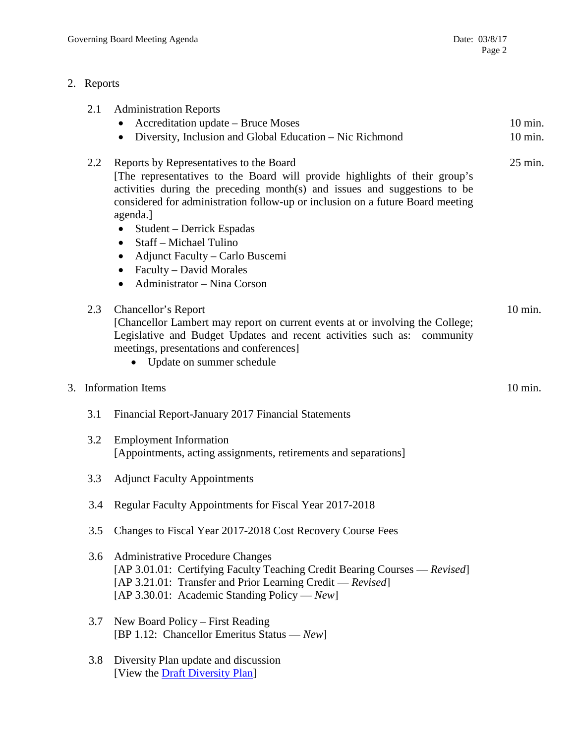2. Reports

2.1 Administration Reports

- Accreditation update – Bruce Moses — 10 min.
- Diversity, Inclusion and Global Education – Nic Richmond — 10 min.

2.2 Reports by Representatives to the Board — 25 min.

[The representatives to the Board will provide highlights of their group's activities during the preceding month(s) and issues and suggestions to be considered for administration follow-up or inclusion on a future Board meeting agenda.]

- Student – Derrick Espadas
- Staff – Michael Tulino
- Adjunct Faculty – Carlo Buscemi
- Faculty – David Morales
- Administrator – Nina Corson

2.3 Chancellor's Report — 10 min.

[Chancellor Lambert may report on current events at or involving the College; Legislative and Budget Updates and recent activities such as: community meetings, presentations and conferences]

- Update on summer schedule

3. Information Items — 10 min.

3.1 Financial Report-January 2017 Financial Statements

3.2 Employment Information

[Appointments, acting assignments, retirements and separations]

3.3 Adjunct Faculty Appointments

3.4 Regular Faculty Appointments for Fiscal Year 2017-2018

3.5 Changes to Fiscal Year 2017-2018 Cost Recovery Course Fees

3.6 Administrative Procedure Changes

[AP 3.01.01: Certifying Faculty Teaching Credit Bearing Courses — *Revised*]
[AP 3.21.01: Transfer and Prior Learning Credit — *Revised*]
[AP 3.30.01: Academic Standing Policy — *New*]

3.7 New Board Policy – First Reading

[BP 1.12: Chancellor Emeritus Status — *New*]

3.8 Diversity Plan update and discussion

[View the Draft Diversity Plan]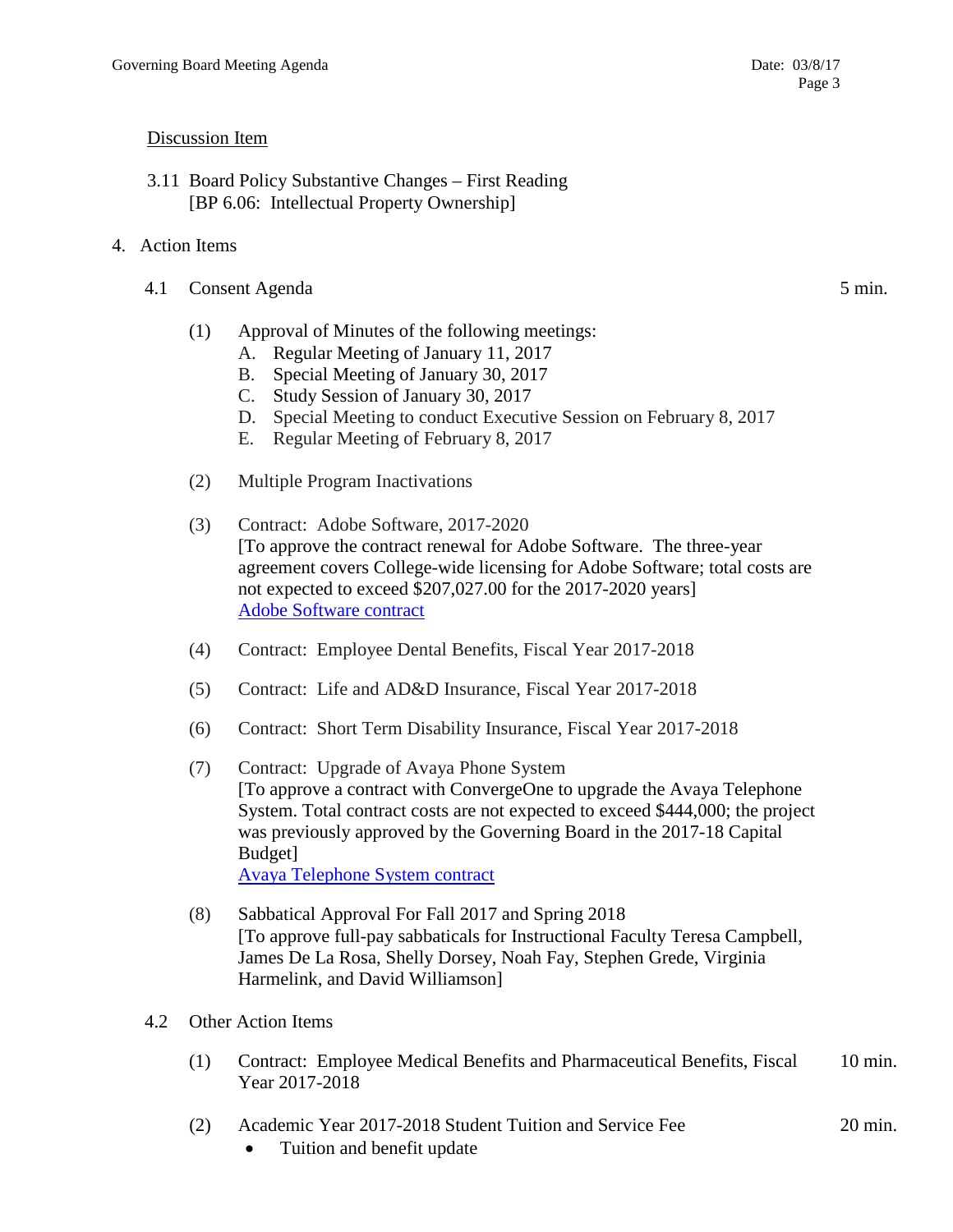Discussion Item

3.11 Board Policy Substantive Changes – First Reading
[BP 6.06: Intellectual Property Ownership]

4. Action Items

4.1 Consent Agenda — 5 min.

(1) Approval of Minutes of the following meetings:
   A. Regular Meeting of January 11, 2017
   B. Special Meeting of January 30, 2017
   C. Study Session of January 30, 2017
   D. Special Meeting to conduct Executive Session on February 8, 2017
   E. Regular Meeting of February 8, 2017

(2) Multiple Program Inactivations

(3) Contract: Adobe Software, 2017-2020
[To approve the contract renewal for Adobe Software. The three-year agreement covers College-wide licensing for Adobe Software; total costs are not expected to exceed $207,027.00 for the 2017-2020 years]
Adobe Software contract

(4) Contract: Employee Dental Benefits, Fiscal Year 2017-2018

(5) Contract: Life and AD&D Insurance, Fiscal Year 2017-2018

(6) Contract: Short Term Disability Insurance, Fiscal Year 2017-2018

(7) Contract: Upgrade of Avaya Phone System
[To approve a contract with ConvergeOne to upgrade the Avaya Telephone System. Total contract costs are not expected to exceed $444,000; the project was previously approved by the Governing Board in the 2017-18 Capital Budget]
Avaya Telephone System contract

(8) Sabbatical Approval For Fall 2017 and Spring 2018
[To approve full-pay sabbaticals for Instructional Faculty Teresa Campbell, James De La Rosa, Shelly Dorsey, Noah Fay, Stephen Grede, Virginia Harmelink, and David Williamson]

4.2 Other Action Items

(1) Contract: Employee Medical Benefits and Pharmaceutical Benefits, Fiscal Year 2017-2018 — 10 min.

(2) Academic Year 2017-2018 Student Tuition and Service Fee — 20 min.
- Tuition and benefit update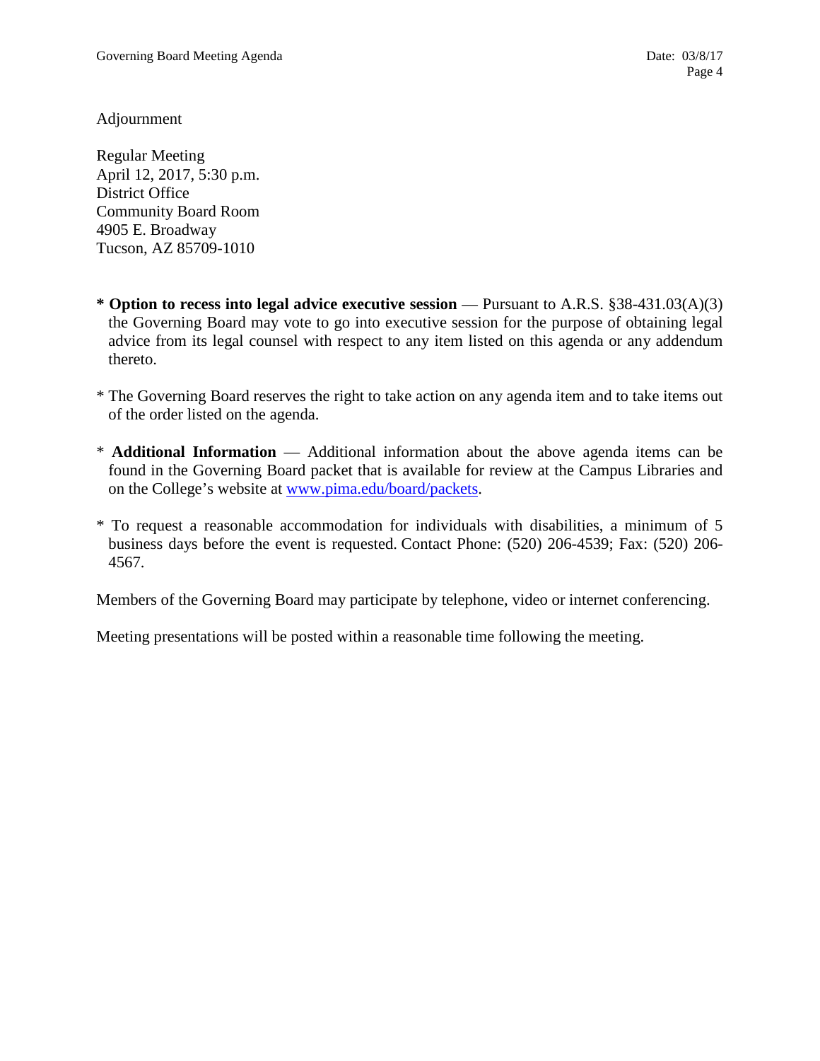Adjournment

Regular Meeting
April 12, 2017, 5:30 p.m.
District Office
Community Board Room
4905 E. Broadway
Tucson, AZ 85709-1010

* **Option to recess into legal advice executive session** — Pursuant to A.R.S. §38-431.03(A)(3) the Governing Board may vote to go into executive session for the purpose of obtaining legal advice from its legal counsel with respect to any item listed on this agenda or any addendum thereto.

* The Governing Board reserves the right to take action on any agenda item and to take items out of the order listed on the agenda.

* **Additional Information** — Additional information about the above agenda items can be found in the Governing Board packet that is available for review at the Campus Libraries and on the College's website at [www.pima.edu/board/packets](http://www.pima.edu/board/packets).

* To request a reasonable accommodation for individuals with disabilities, a minimum of 5 business days before the event is requested. Contact Phone: (520) 206-4539; Fax: (520) 206-4567.

Members of the Governing Board may participate by telephone, video or internet conferencing.

Meeting presentations will be posted within a reasonable time following the meeting.